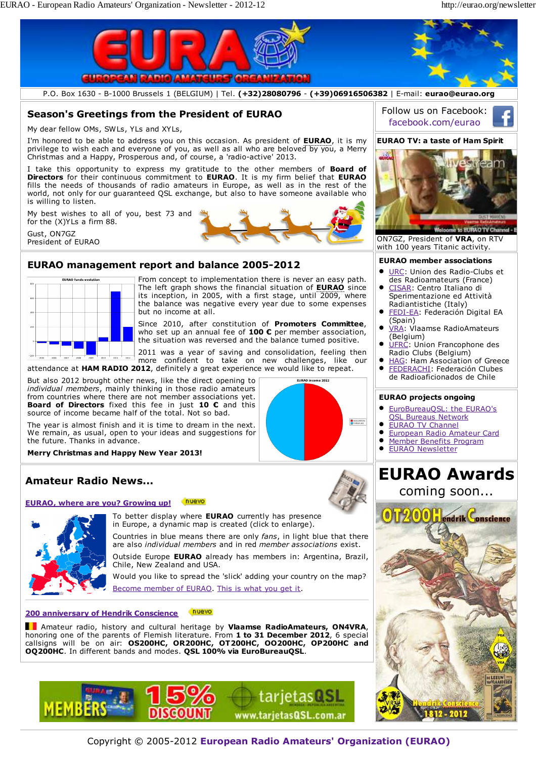P.O. Box 1630 - B-1000 Brussels 1 (BELGIUM) | Tel. **(+32)28080796** - **(+39)06916506382** | E-mail: **eurao@eurao.org**

## Season's Greetings from the President of EURAO

My dear fellow OMs, SWLs, YLs and XYLs,

I'm honored to be able to address you on this occasion. As president of **EURAO**, it is my privilege to wish each and everyone of you, as well as all who are beloved by you, a Merry Christmas and a Happy, Prosperous and, of course, a 'radio-active' 2013.

I take this opportunity to express my gratitude to the other members of **Board of Directors** for their continuous commitment to **EURAO**. It is my firm belief that **EURAO** fills the needs of thousands of radio amateurs in Europe, as well as in the rest of the world, not only for our guaranteed QSL exchange, but also to have someone available who is willing to listen.

My best wishes to all of you, best 73 and for the (X)YLs a firm 88.

Gust, ON7GZ
President of EURAO

## EURAO management report and balance 2005-2012

From concept to implementation there is never an easy path. The left graph shows the financial situation of **EURAO** since its inception, in 2005, with a first stage, until 2009, where the balance was negative every year due to some expenses but no income at all.

Since 2010, after constitution of **Promoters Committee**, who set up an annual fee of **100 €** per member association, the situation was reversed and the balance turned positive.

2011 was a year of saving and consolidation, feeling then more confident to take on new challenges, like our attendance at **HAM RADIO 2012**, definitely a great experience we would like to repeat.

But also 2012 brought other news, like the direct opening to *individual members*, mainly thinking in those radio amateurs from countries where there are not member associations yet. **Board of Directors** fixed this fee in just **10 €** and this source of income became half of the total. Not so bad.

The year is almost finish and it is time to dream in the next. We remain, as usual, open to your ideas and suggestions for the future. Thanks in advance.

**Merry Christmas and Happy New Year 2013!**

## Amateur Radio News...

### EURAO, where are you? Growing up! (nuevo)

To better display where **EURAO** currently has presence in Europe, a dynamic map is created (click to enlarge).

Countries in blue means there are only *fans*, in light blue that there are also *individual members* and in red *member associations* exist.

Outside Europe **EURAO** already has members in: Argentina, Brazil, Chile, New Zealand and USA.

Would you like to spread the 'slick' adding your country on the map?

Become member of EURAO. This is what you get it.

### 200 anniversary of Hendrik Conscience (nuevo)

Amateur radio, history and cultural heritage by **Vlaamse RadioAmateurs, ON4VRA**, honoring one of the parents of Flemish literature. From **1 to 31 December 2012**, 6 special callsigns will be on air: **OS200HC, OR200HC, OT200HC, OO200HC, OP200HC and OQ200HC**. In different bands and modes. **QSL 100% via EuroBureauQSL**.

---

Follow us on Facebook: facebook.com/eurao

### EURAO TV: a taste of Ham Spirit

ON7GZ, President of **VRA**, on RTV with 100 years Titanic activity.

### EURAO member associations

- URC: Union des Radio-Clubs et des Radioamateurs (France)
- CISAR: Centro Italiano di Sperimentazione ed Attività Radiantistiche (Italy)
- FEDI-EA: Federación Digital EA (Spain)
- VRA: Vlaamse RadioAmateurs (Belgium)
- UFRC: Union Francophone des Radio Clubs (Belgium)
- HAG: Ham Association of Greece
- FEDERACHI: Federación Clubes de Radioaficionados de Chile

### EURAO projects ongoing

- EuroBureauQSL: the EURAO's QSL Bureaus Network
- EURAO TV Channel
- European Radio Amateur Card
- Member Benefits Program
- EURAO Newsletter

# EURAO Awards

coming soon...

---

Copyright © 2005-2012 **European Radio Amateurs' Organization (EURAO)**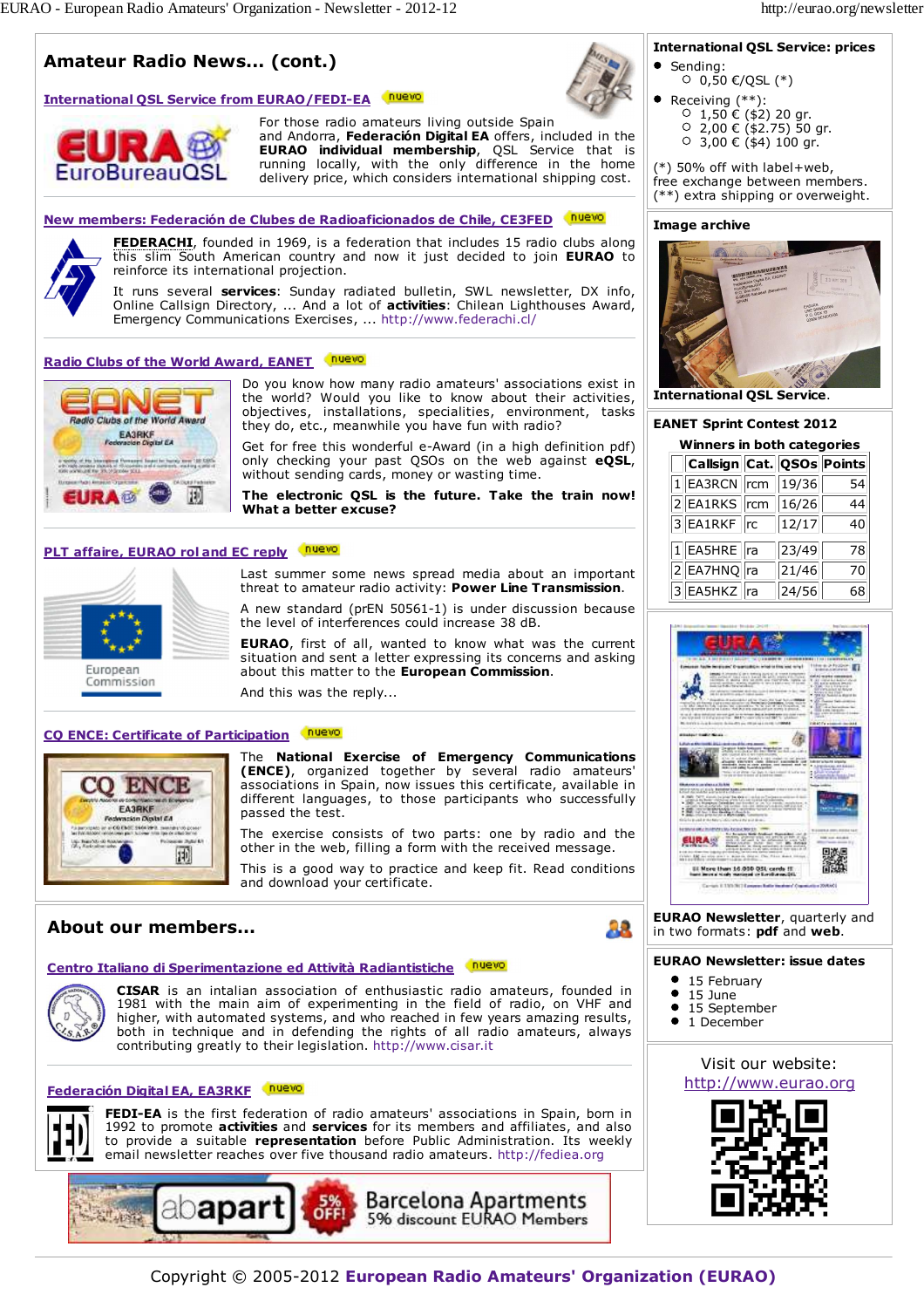## Amateur Radio News... (cont.)

### International QSL Service from EURAO/FEDI-EA

nuevo

For those radio amateurs living outside Spain and Andorra, **Federación Digital EA** offers, included in the **EURAO individual membership**, QSL Service that is running locally, with the only difference in the home delivery price, which considers international shipping cost.

### New members: Federación de Clubes de Radioaficionados de Chile, CE3FED

nuevo

**FEDERACHI**, founded in 1969, is a federation that includes 15 radio clubs along this slim South American country and now it just decided to join **EURAO** to reinforce its international projection.

It runs several **services**: Sunday radiated bulletin, SWL newsletter, DX info, Online Callsign Directory, ... And a lot of **activities**: Chilean Lighthouses Award, Emergency Communications Exercises, ... http://www.federachi.cl/

### Radio Clubs of the World Award, EANET

nuevo

Do you know how many radio amateurs' associations exist in the world? Would you like to know about their activities, objectives, installations, specialities, environment, tasks they do, etc., meanwhile you have fun with radio?

Get for free this wonderful e-Award (in a high definition pdf) only checking your past QSOs on the web against **eQSL**, without sending cards, money or wasting time.

**The electronic QSL is the future. Take the train now! What a better excuse?**

### PLT affaire, EURAO rol and EC reply

nuevo

Last summer some news spread media about an important threat to amateur radio activity: **Power Line Transmission**.

A new standard (prEN 50561-1) is under discussion because the level of interferences could increase 38 dB.

**EURAO**, first of all, wanted to know what was the current situation and sent a letter expressing its concerns and asking about this matter to the **European Commission**.

And this was the reply...

### CQ ENCE: Certificate of Participation

nuevo

The **National Exercise of Emergency Communications (ENCE)**, organized together by several radio amateurs' associations in Spain, now issues this certificate, available in different languages, to those participants who successfully passed the test.

The exercise consists of two parts: one by radio and the other in the web, filling a form with the received message.

This is a good way to practice and keep fit. Read conditions and download your certificate.

## About our members...

### Centro Italiano di Sperimentazione ed Attività Radiantistiche

nuevo

**CISAR** is an intalian association of enthusiastic radio amateurs, founded in 1981 with the main aim of experimenting in the field of radio, on VHF and higher, with automated systems, and who reached in few years amazing results, both in technique and in defending the rights of all radio amateurs, always contributing greatly to their legislation. http://www.cisar.it

### Federación Digital EA, EA3RKF

nuevo

**FEDI-EA** is the first federation of radio amateurs' associations in Spain, born in 1992 to promote **activities** and **services** for its members and affiliates, and also to provide a suitable **representation** before Public Administration. Its weekly email newsletter reaches over five thousand radio amateurs. http://fediea.org

abapart — Barcelona Apartments — 5% OFF! — 5% discount EURAO Members

### International QSL Service: prices

- Sending:
  - 0,50 €/QSL (*)
- Receiving (**):
  - 1,50 € ($2) 20 gr.
  - 2,00 € ($2.75) 50 gr.
  - 3,00 € ($4) 100 gr.

(*) 50% off with label+web, free exchange between members.
(**) extra shipping or overweight.

### Image archive

**International QSL Service**.

### EANET Sprint Contest 2012

**Winners in both categories**

| | Callsign | Cat. | QSOs | Points |
|---|---|---|---|---|
| 1 | EA3RCN | rcm | 19/36 | 54 |
| 2 | EA1RKS | rcm | 16/26 | 44 |
| 3 | EA1RKF | rc | 12/17 | 40 |
| 1 | EA5HRE | ra | 23/49 | 78 |
| 2 | EA7HNQ | ra | 21/46 | 70 |
| 3 | EA5HKZ | ra | 24/56 | 68 |

**EURAO Newsletter**, quarterly and in two formats: **pdf** and **web**.

### EURAO Newsletter: issue dates

- 15 February
- 15 June
- 15 September
- 1 December

Visit our website:
http://www.eurao.org

Copyright © 2005-2012 **European Radio Amateurs' Organization (EURAO)**